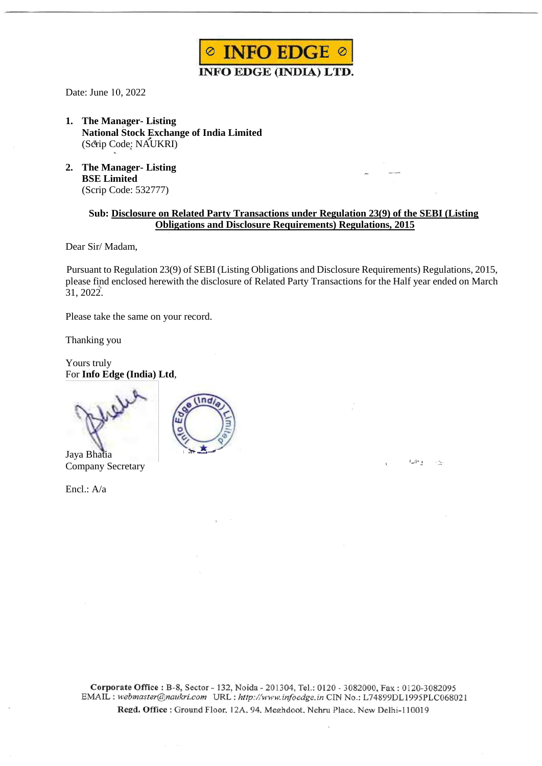**INFO EDGE**

**INFO EDGE (INDIA) LTD.**

Date: June 10, 2022

1. **The Manager- Listing**
   **National Stock Exchange of India Limited**
   (Scrip Code: NAUKRI)

2. **The Manager- Listing**
   **BSE Limited**
   (Scrip Code: 532777)

**Sub: Disclosure on Related Party Transactions under Regulation 23(9) of the SEBI (Listing Obligations and Disclosure Requirements) Regulations, 2015**

Dear Sir/ Madam,

Pursuant to Regulation 23(9) of SEBI (Listing Obligations and Disclosure Requirements) Regulations, 2015, please find enclosed herewith the disclosure of Related Party Transactions for the Half year ended on March 31, 2022.

Please take the same on your record.

Thanking you

Yours truly
For **Info Edge (India) Ltd**,

Jaya Bhatia
Company Secretary

Encl.: A/a

**Corporate Office** : B-8, Sector - 132, Noida - 201304, Tel.: 0120 - 3082000, Fax : 0120-3082095
EMAIL : *webmaster@naukri.com* URL : *http://www.infoedge.in* CIN No.: L74899DL1995PLC068021
**Regd. Office** : Ground Floor, 12A, 94, Meghdoot, Nehru Place, New Delhi-110019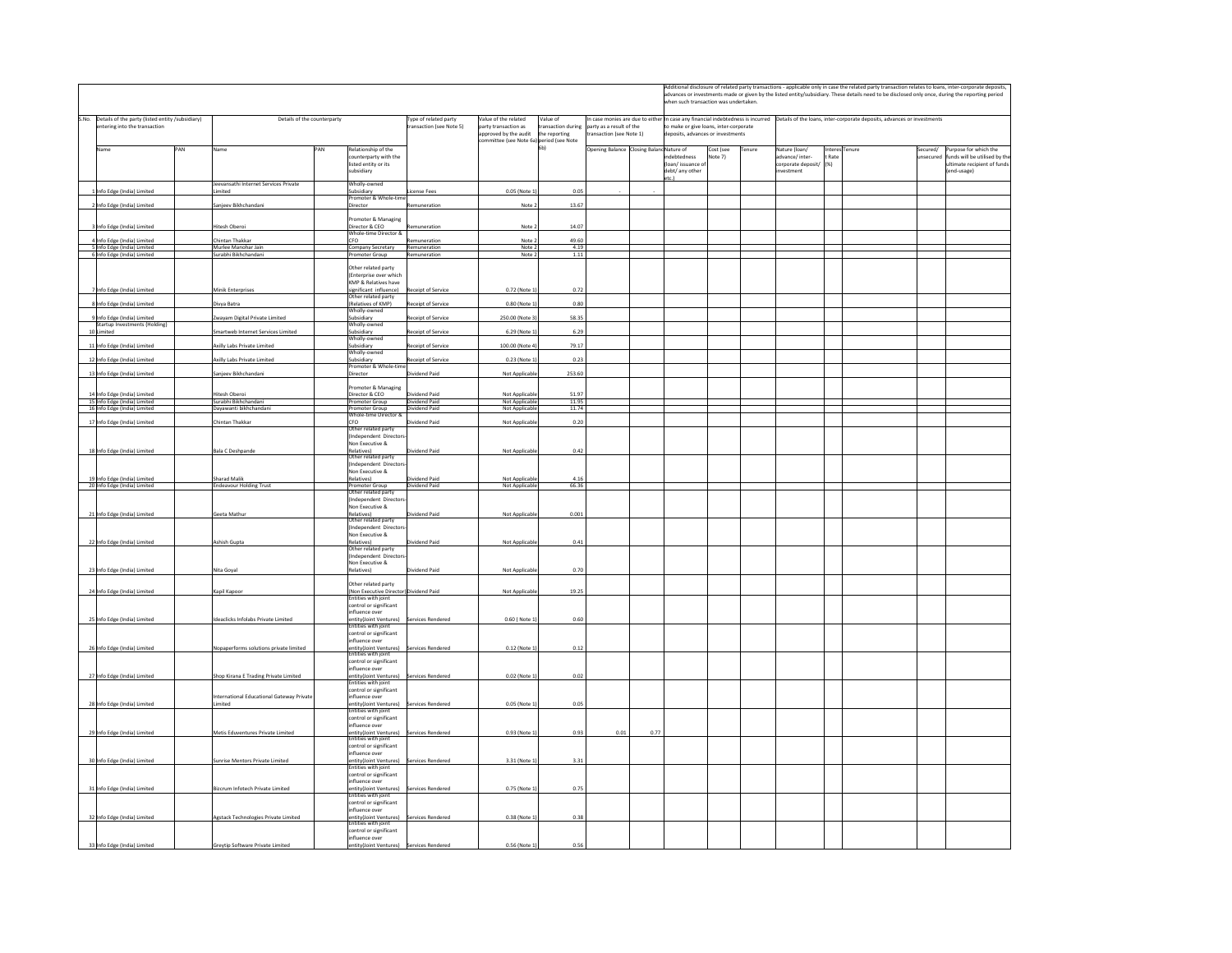| S.No. | Details of the party (listed entity /subsidiary) entering into the transaction | | Details of the counterparty | | | Type of related party transaction (see Note 5) | Value of the related party transaction as approved by the audit committee (see Note 6a) | Value of transaction during the reporting period (see Note 6b) | In case monies are due to either party as a result of the transaction (see Note 1) | | In case any financial indebtedness is incurred to make or give loans, inter-corporate deposits, advances or investments | | | Additional disclosure of related party transactions - applicable only in case the related party transaction relates to loans, inter-corporate deposits, advances or investments made or given by the listed entity/subsidiary. These details need to be disclosed only once, during the reporting period when such transaction was undertaken. Details of the loans, inter-corporate deposits, advances or investments | | | | |
|---|---|---|---|---|---|---|---|---|---|---|---|---|---|---|---|---|---|---|
| | Name | PAN | Name | PAN | Relationship of the counterparty with the listed entity or its subsidiary | | | | Opening Balance | Closing Balance | Nature of indebtedness (loan/ issuance of debt/ any other etc.) | Cost (see Note 7) | Tenure | Nature (loan/ advance/ inter-corporate deposit/ investment | Interest Rate (%) | Tenure | Secured/ unsecured | Purpose for which the funds will be utilised by the ultimate recipient of funds (end-usage) |
| 1 | Info Edge (India) Limited | | Jeevansathi Internet Services Private Limited | | Wholly-owned Subsidiary | License Fees | 0.05 (Note 1) | 0.05 | - | - | | | | | | | | |
| 2 | Info Edge (India) Limited | | Sanjeev Bikhchandani | | Promoter & Whole-time Director | Remuneration | Note 2 | 13.67 | | | | | | | | | | |
| 3 | Info Edge (India) Limited | | Hitesh Oberoi | | Promoter & Managing Director & CEO | Remuneration | Note 2 | 14.07 | | | | | | | | | | |
| 4 | Info Edge (India) Limited | | Chintan Thakkar | | Whole-time Director & CFO | Remuneration | Note 2 | 49.60 | | | | | | | | | | |
| 5 | Info Edge (India) Limited | | Murlee Manohar Jain | | Company Secretary | Remuneration | Note 2 | 4.19 | | | | | | | | | | |
| 6 | Info Edge (India) Limited | | Surabhi Bikhchandani | | Promoter Group | Remuneration | Note 2 | 1.11 | | | | | | | | | | |
| 7 | Info Edge (India) Limited | | Minik Enterprises | | Other related party (Enterprise over which KMP & Relatives have significant influence) | Receipt of Service | 0.72 (Note 1) | 0.72 | | | | | | | | | | |
| 8 | Info Edge (India) Limited | | Divya Batra | | Other related party (Relatives of KMP) | Receipt of Service | 0.80 (Note 1) | 0.80 | | | | | | | | | | |
| 9 | Info Edge (India) Limited | | Zwayam Digital Private Limited | | Wholly-owned Subsidiary | Receipt of Service | 250.00 (Note 3) | 58.35 | | | | | | | | | | |
| 10 | Startup Investments (Holding) Limited | | Smartweb Internet Services Limited | | Wholly-owned Subsidiary | Receipt of Service | 6.29 (Note 1) | 6.29 | | | | | | | | | | |
| 11 | Info Edge (India) Limited | | Axilly Labs Private Limited | | Wholly-owned Subsidiary | Receipt of Service | 100.00 (Note 4) | 79.17 | | | | | | | | | | |
| 12 | Info Edge (India) Limited | | Axilly Labs Private Limited | | Wholly-owned Subsidiary | Receipt of Service | 0.23 (Note 1) | 0.23 | | | | | | | | | | |
| 13 | Info Edge (India) Limited | | Sanjeev Bikhchandani | | Promoter & Whole-time Director | Dividend Paid | Not Applicable | 253.60 | | | | | | | | | | |
| 14 | Info Edge (India) Limited | | Hitesh Oberoi | | Promoter & Managing Director & CEO | Dividend Paid | Not Applicable | 51.97 | | | | | | | | | | |
| 15 | Info Edge (India) Limited | | Surabhi Bikhchandani | | Promoter Group | Dividend Paid | Not Applicable | 11.95 | | | | | | | | | | |
| 16 | Info Edge (India) Limited | | Dayawanti Bikhchandani | | Promoter Group | Dividend Paid | Not Applicable | 11.74 | | | | | | | | | | |
| 17 | Info Edge (India) Limited | | Chintan Thakkar | | Whole-time Director & CFO | Dividend Paid | Not Applicable | 0.20 | | | | | | | | | | |
| 18 | Info Edge (India) Limited | | Bala C Deshpande | | Other related party (Independent Directors-Non Executive & Relatives) | Dividend Paid | Not Applicable | 0.42 | | | | | | | | | | |
| 19 | Info Edge (India) Limited | | Sharad Malik | | Other related party (Independent Directors-Non Executive & Relatives) | Dividend Paid | Not Applicable | 4.16 | | | | | | | | | | |
| 20 | Info Edge (India) Limited | | Endeavour Holding Trust | | Promoter Group | Dividend Paid | Not Applicable | 66.36 | | | | | | | | | | |
| 21 | Info Edge (India) Limited | | Geeta Mathur | | Other related party (Independent Directors-Non Executive & Relatives) | Dividend Paid | Not Applicable | 0.001 | | | | | | | | | | |
| 22 | Info Edge (India) Limited | | Ashish Gupta | | Other related party (Independent Directors-Non Executive & Relatives) | Dividend Paid | Not Applicable | 0.41 | | | | | | | | | | |
| 23 | Info Edge (India) Limited | | Nita Goyal | | Other related party (Independent Directors-Non Executive & Relatives) | Dividend Paid | Not Applicable | 0.70 | | | | | | | | | | |
| 24 | Info Edge (India) Limited | | Kapil Kapoor | | Other related party (Non Executive Director) | Dividend Paid | Not Applicable | 19.25 | | | | | | | | | | |
| 25 | Info Edge (India) Limited | | Ideaclicks Infolabs Private Limited | | Entities with joint control or significant influence over entity(Joint Ventures) | Services Rendered | 0.60 ( Note 1) | 0.60 | | | | | | | | | | |
| 26 | Info Edge (India) Limited | | Nopaperforms solutions private limited | | Entities with joint control or significant influence over entity(Joint Ventures) | Services Rendered | 0.12 (Note 1) | 0.12 | | | | | | | | | | |
| 27 | Info Edge (India) Limited | | Shop Kirana E Trading Private Limited | | Entities with joint control or significant influence over entity(Joint Ventures) | Services Rendered | 0.02 (Note 1) | 0.02 | | | | | | | | | | |
| 28 | Info Edge (India) Limited | | International Educational Gateway Private Limited | | Entities with joint control or significant influence over entity(Joint Ventures) | Services Rendered | 0.05 (Note 1) | 0.05 | | | | | | | | | | |
| 29 | Info Edge (India) Limited | | Metis Eduventures Private Limited | | Entities with joint control or significant influence over entity(Joint Ventures) | Services Rendered | 0.93 (Note 1) | 0.93 | 0.01 | 0.77 | | | | | | | | |
| 30 | Info Edge (India) Limited | | Sunrise Mentors Private Limited | | Entities with joint control or significant influence over entity(Joint Ventures) | Services Rendered | 3.31 (Note 1) | 3.31 | | | | | | | | | | |
| 31 | Info Edge (India) Limited | | Bizcrum Infotech Private Limited | | Entities with joint control or significant influence over entity(Joint Ventures) | Services Rendered | 0.75 (Note 1) | 0.75 | | | | | | | | | | |
| 32 | Info Edge (India) Limited | | Agstack Technologies Private Limited | | Entities with joint control or significant influence over entity(Joint Ventures) | Services Rendered | 0.38 (Note 1) | 0.38 | | | | | | | | | | |
| 33 | Info Edge (India) Limited | | Greytip Software Private Limited | | Entities with joint control or significant influence over entity(Joint Ventures) | Services Rendered | 0.56 (Note 1) | 0.56 | | | | | | | | | | |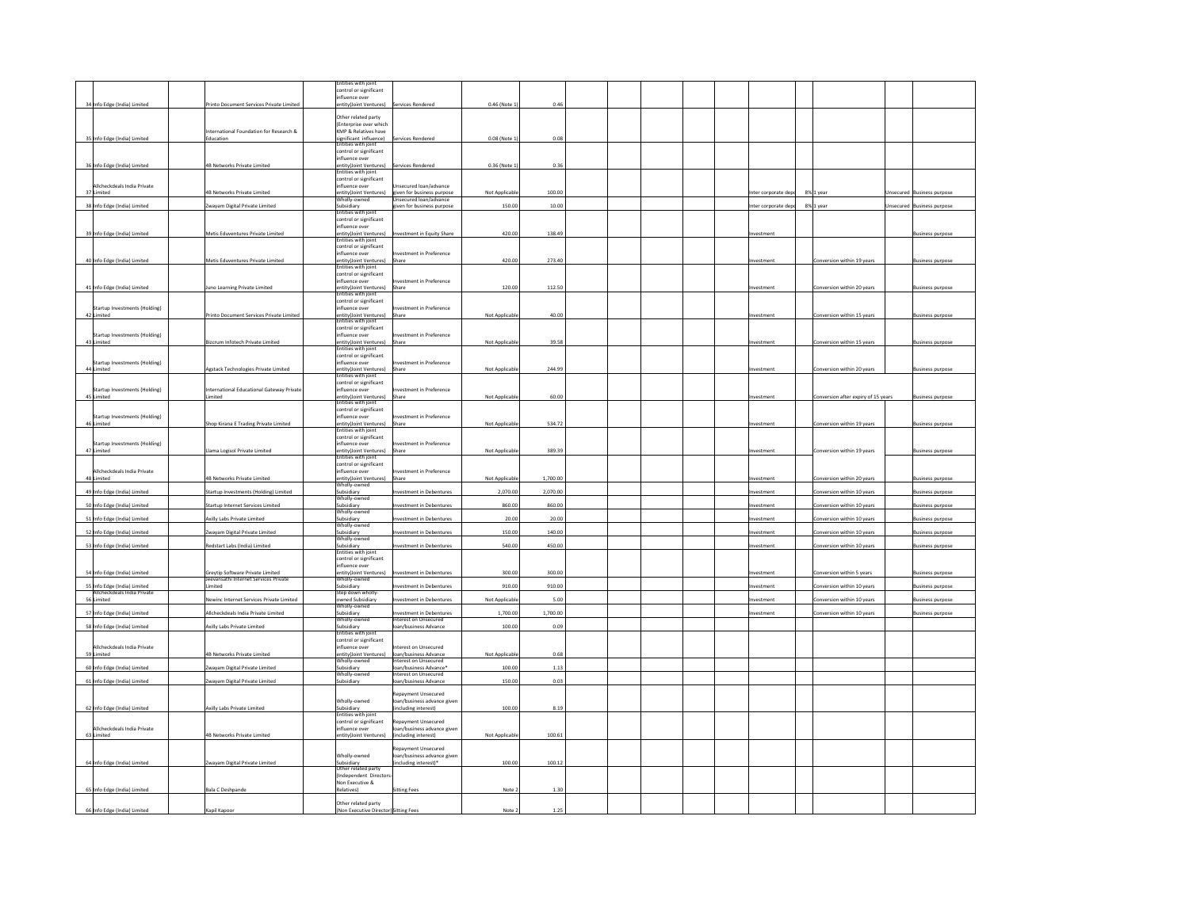| | | | | | | | | | | | | | | | | | |
|---|---|---|---|---|---|---|---|---|---|---|---|---|---|---|---|---|---|
| 34 | Info Edge (India) Limited | | Printo Document Services Private Limited | | Entities with joint control or significant influence over entity(Joint Ventures) | Services Rendered | 0.46 (Note 1) | 0.46 | | | | | | | | | |
| 35 | Info Edge (India) Limited | | International Foundation for Research & Education | | Other related party (Enterprise over which KMP & Relatives have significant influence) | Services Rendered | 0.08 (Note 1) | 0.08 | | | | | | | | | |
| 36 | Info Edge (India) Limited | | 4B Networks Private Limited | | Entities with joint control or significant influence over entity(Joint Ventures) | Services Rendered | 0.36 (Note 1) | 0.36 | | | | | | | | | |
| 37 | Allcheckdeals India Private Limited | | 4B Networks Private Limited | | Entities with joint control or significant influence over entity(Joint Ventures) | Unsecured loan/advance given for business purpose | Not Applicable | 100.00 | | | | | Inter corporate depo | 8% | 1 year | Unsecured | Business purpose |
| 38 | Info Edge (India) Limited | | Zwayam Digital Private Limited | | Wholly-owned Subsidiary | Unsecured loan/advance given for business purpose | 150.00 | 10.00 | | | | | Inter corporate depo | 8% | 1 year | Unsecured | Business purpose |
| 39 | Info Edge (India) Limited | | Metis Eduventures Private Limited | | Entities with joint control or significant influence over entity(Joint Ventures) | Investment in Equity Share | 420.00 | 138.49 | | | | | Investment | | | | Business purpose |
| 40 | Info Edge (India) Limited | | Metis Eduventures Private Limited | | Entities with joint control or significant influence over entity(Joint Ventures) | Investment in Preference Share | 420.00 | 273.40 | | | | | Investment | | Conversion within 19 years | | Business purpose |
| 41 | Info Edge (India) Limited | | Juno Learning Private Limited | | Entities with joint control or significant influence over entity(Joint Ventures) | Investment in Preference Share | 120.00 | 112.50 | | | | | Investment | | Conversion within 20 years | | Business purpose |
| 42 | Startup Investments (Holding) Limited | | Printo Document Services Private Limited | | Entities with joint control or significant influence over entity(Joint Ventures) | Investment in Preference Share | Not Applicable | 40.00 | | | | | Investment | | Conversion within 15 years | | Business purpose |
| 43 | Startup Investments (Holding) Limited | | Bizcrum Infotech Private Limited | | Entities with joint control or significant influence over entity(Joint Ventures) | Investment in Preference Share | Not Applicable | 39.58 | | | | | Investment | | Conversion within 15 years | | Business purpose |
| 44 | Startup Investments (Holding) Limited | | Agstack Technologies Private Limited | | Entities with joint control or significant influence over entity(Joint Ventures) | Investment in Preference Share | Not Applicable | 244.99 | | | | | Investment | | Conversion within 20 years | | Business purpose |
| 45 | Startup Investments (Holding) Limited | | International Educational Gateway Private Limited | | Entities with joint control or significant influence over entity(Joint Ventures) | Investment in Preference Share | Not Applicable | 60.00 | | | | | Investment | | Conversion after expiry of 15 years | | Business purpose |
| 46 | Startup Investments (Holding) Limited | | Shop Kirana E Trading Private Limited | | Entities with joint control or significant influence over entity(Joint Ventures) | Investment in Preference Share | Not Applicable | 534.72 | | | | | Investment | | Conversion within 19 years | | Business purpose |
| 47 | Startup Investments (Holding) Limited | | Llama Logisol Private Limited | | Entities with joint control or significant influence over entity(Joint Ventures) | Investment in Preference Share | Not Applicable | 389.39 | | | | | Investment | | Conversion within 19 years | | Business purpose |
| 48 | Allcheckdeals India Private Limited | | 4B Networks Private Limited | | Entities with joint control or significant influence over entity(Joint Ventures) | Investment in Preference Share | Not Applicable | 1,700.00 | | | | | Investment | | Conversion within 20 years | | Business purpose |
| 49 | Info Edge (India) Limited | | Startup Investments (Holding) Limited | | Wholly-owned Subsidiary | Investment in Debentures | 2,070.00 | 2,070.00 | | | | | Investment | | Conversion within 10 years | | Business purpose |
| 50 | Info Edge (India) Limited | | Startup Internet Services Limited | | Wholly-owned Subsidiary | Investment in Debentures | 860.00 | 860.00 | | | | | Investment | | Conversion within 10 years | | Business purpose |
| 51 | Info Edge (India) Limited | | Axilly Labs Private Limited | | Wholly-owned Subsidiary | Investment in Debentures | 20.00 | 20.00 | | | | | Investment | | Conversion within 10 years | | Business purpose |
| 52 | Info Edge (India) Limited | | Zwayam Digital Private Limited | | Wholly-owned Subsidiary | Investment in Debentures | 150.00 | 140.00 | | | | | Investment | | Conversion within 10 years | | Business purpose |
| 53 | Info Edge (India) Limited | | Redstart Labs (India) Limited | | Wholly-owned Subsidiary | Investment in Debentures | 540.00 | 450.00 | | | | | Investment | | Conversion within 10 years | | Business purpose |
| 54 | Info Edge (India) Limited | | Greytip Software Private Limited | | Entities with joint control or significant influence over entity(Joint Ventures) | Investment in Debentures | 300.00 | 300.00 | | | | | Investment | | Conversion within 5 years | | Business purpose |
| 55 | Info Edge (India) Limited | | Jeevansathi Internet Services Private Limited | | Wholly-owned Subsidiary | Investment in Debentures | 910.00 | 910.00 | | | | | Investment | | Conversion within 10 years | | Business purpose |
| 56 | Allcheckdeals India Private Limited | | Newinc Internet Services Private Limited | | Step down wholly-owned Subsidiary | Investment in Debentures | Not Applicable | 5.00 | | | | | Investment | | Conversion within 10 years | | Business purpose |
| 57 | Info Edge (India) Limited | | Allcheckdeals India Private Limited | | Wholly-owned Subsidiary | Investment in Debentures | 1,700.00 | 1,700.00 | | | | | Investment | | Conversion within 10 years | | Business purpose |
| 58 | Info Edge (India) Limited | | Axilly Labs Private Limited | | Wholly-owned Subsidiary | Interest on Unsecured loan/business Advance | 100.00 | 0.09 | | | | | | | | | |
| 59 | Allcheckdeals India Private Limited | | 4B Networks Private Limited | | Entities with joint control or significant influence over entity(Joint Ventures) | Interest on Unsecured loan/business Advance | Not Applicable | 0.68 | | | | | | | | | |
| 60 | Info Edge (India) Limited | | Zwayam Digital Private Limited | | Wholly-owned Subsidiary | Interest on Unsecured loan/business Advance* | 100.00 | 1.13 | | | | | | | | | |
| 61 | Info Edge (India) Limited | | Zwayam Digital Private Limited | | Wholly-owned Subsidiary | Interest on Unsecured loan/business Advance | 150.00 | 0.03 | | | | | | | | | |
| 62 | Info Edge (India) Limited | | Axilly Labs Private Limited | | Wholly-owned Subsidiary | Repayment Unsecured loan/business advance given (including interest) | 100.00 | 8.19 | | | | | | | | | |
| 63 | Allcheckdeals India Private Limited | | 4B Networks Private Limited | | Entities with joint control or significant influence over entity(Joint Ventures) | Repayment Unsecured loan/business advance given (including interest) | Not Applicable | 100.61 | | | | | | | | | |
| 64 | Info Edge (India) Limited | | Zwayam Digital Private Limited | | Wholly-owned Subsidiary | Repayment Unsecured loan/business advance given (including interest)* | 100.00 | 100.12 | | | | | | | | | |
| 65 | Info Edge (India) Limited | | Bala C Deshpande | | Other related party (Independent Directors-Non Executive & Relatives) | Sitting Fees | Note 2 | 1.30 | | | | | | | | | |
| 66 | Info Edge (India) Limited | | Kapil Kapoor | | Other related party (Non Executive Director) | Sitting Fees | Note 2 | 1.25 | | | | | | | | | |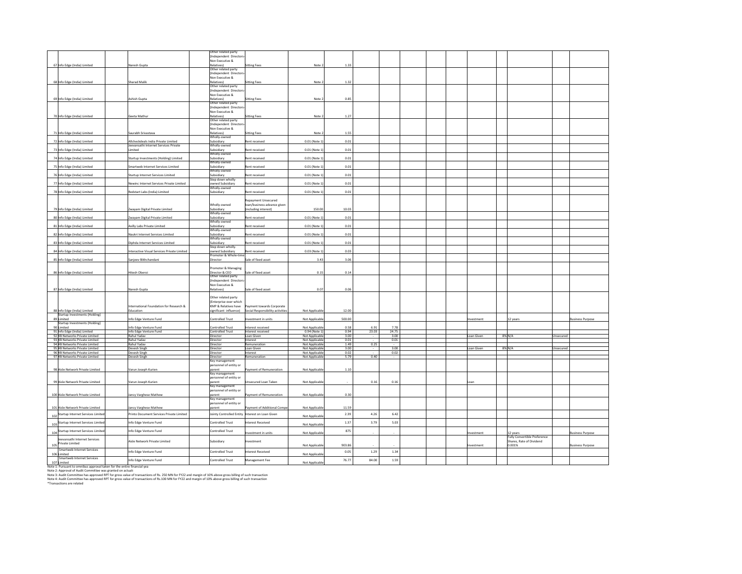| | | | | | | | | | | | | | | | | | | |
|---|---|---|---|---|---|---|---|---|---|---|---|---|---|---|---|---|---|---|
| 67 | Info Edge (India) Limited | | Naresh Gupta | | Other related party (Independent Directors-Non Executive & Relatives) | Sitting Fees | Note 2 | 1.33 | | | | | | | | | | |
| 68 | Info Edge (India) Limited | | Sharad Malik | | Other related party (Independent Directors-Non Executive & Relatives) | Sitting Fees | Note 2 | 1.32 | | | | | | | | | | |
| 69 | Info Edge (India) Limited | | Ashish Gupta | | Other related party (Independent Directors-Non Executive & Relatives) | Sitting Fees | Note 2 | 0.85 | | | | | | | | | | |
| 70 | Info Edge (India) Limited | | Geeta Mathur | | Other related party (Independent Directors-Non Executive & Relatives) | Sitting Fees | Note 2 | 1.27 | | | | | | | | | | |
| 71 | Info Edge (India) Limited | | Saurabh Srivastava | | Other related party (Independent Directors-Non Executive & Relatives) | Sitting Fees | Note 2 | 1.55 | | | | | | | | | | |
| 72 | Info Edge (India) Limited | | Allcheckdeals India Private Limited | | Wholly-owned Subsidiary | Rent received | 0.01 (Note 1) | 0.01 | | | | | | | | | | |
| 73 | Info Edge (India) Limited | | Jeevansathi Internet Services Private Limited | | Wholly-owned Subsidiary | Rent received | 0.01 (Note 1) | 0.01 | | | | | | | | | | |
| 74 | Info Edge (India) Limited | | Startup Investments (Holding) Limited | | Wholly-owned Subsidiary | Rent received | 0.01 (Note 1) | 0.01 | | | | | | | | | | |
| 75 | Info Edge (India) Limited | | Smartweb Internet Services Limited | | Wholly-owned Subsidiary | Rent received | 0.01 (Note 1) | 0.01 | | | | | | | | | | |
| 76 | Info Edge (India) Limited | | Startup Internet Services Limited | | Wholly-owned Subsidiary | Rent received | 0.01 (Note 1) | 0.01 | | | | | | | | | | |
| 77 | Info Edge (India) Limited | | Newinc Internet Services Private Limited | | Step down wholly-owned Subsidiary | Rent received | 0.01 (Note 1) | 0.01 | | | | | | | | | | |
| 78 | Info Edge (India) Limited | | Redstart Labs (India) Limited | | Wholly-owned Subsidiary | Rent received | 0.01 (Note 1) | 0.01 | | | | | | | | | | |
| 79 | Info Edge (India) Limited | | Zwayam Digital Private Limited | | Wholly-owned Subsidiary | Repayment Unsecured loan/business advance given (including interest) | 150.00 | 10.03 | | | | | | | | | | |
| 80 | Info Edge (India) Limited | | Zwayam Digital Private Limited | | Wholly-owned Subsidiary | Rent received | 0.01 (Note 1) | 0.01 | | | | | | | | | | |
| 81 | Info Edge (India) Limited | | Axilly Labs Private Limited | | Wholly-owned Subsidiary | Rent received | 0.01 (Note 1) | 0.01 | | | | | | | | | | |
| 82 | Info Edge (India) Limited | | Naukri Internet Services Limited | | Wholly-owned Subsidiary | Rent received | 0.01 (Note 1) | 0.01 | | | | | | | | | | |
| 83 | Info Edge (India) Limited | | Diphda Internet Services Limited | | Wholly-owned Subsidiary | Rent received | 0.01 (Note 1) | 0.01 | | | | | | | | | | |
| 84 | Info Edge (India) Limited | | Interactive Visual Services Private Limited | | Step down wholly-owned Subsidiary | Rent received | 0.03 (Note 1) | 0.03 | | | | | | | | | | |
| 85 | Info Edge (India) Limited | | Sanjeev Bikhchandani | | Promoter & Whole-time Director | Sale of fixed asset | 3.43 | 3.06 | | | | | | | | | | |
| 86 | Info Edge (India) Limited | | Hitesh Oberoi | | Promoter & Managing Director & CEO | Sale of fixed asset | 0.15 | 0.14 | | | | | | | | | | |
| 87 | Info Edge (India) Limited | | Naresh Gupta | | Other related party (Independent Directors-Non Executive & Relatives) | Sale of fixed asset | 0.07 | 0.06 | | | | | | | | | | |
| 88 | Info Edge (India) Limited | | International Foundation for Research & Education | | Other related party (Enterprise over which KMP & Relatives have significant influence) | Payment towards Corporate Social Responsibility activities | Not Applicable | 12.00 | | | | | | | | | | |
| 89 | Startup Investments (Holding) Limited | | Info Edge Venture Fund | | Controlled Trust | Investment in units | Not Applicable | 500.00 | | | | | | Investment | | 12 years | | Business Purpose |
| 90 | Startup Investments (Holding) Limited | | Info Edge Venture Fund | | Controlled Trust | Interest received | Not Applicable | 0.58 | 6.91 | 7.78 | | | | | | | | |
| 91 | Info Edge (India) Limited | | Info Edge Venture Fund | | Controlled Trust | Interest received | 0.94 (Note 1) | 0.94 | 23.03 | 24.75 | | | | | | | | |
| 92 | 4B Networks Private Limited | | Rahul Yadav | | Director | Loan Given | Not Applicable | 3.00 | - | 3.00 | | | | Loan Given | 8% | N/A | Unsecured | |
| 93 | 4B Networks Private Limited | | Rahul Yadav | | Director | Interest | Not Applicable | 0.01 | - | 0.01 | | | | | | | | |
| 94 | 4B Networks Private Limited | | Rahul Yadav | | Director | Remuneration | Not Applicable | 1.49 | 0.25 | - | | | | | | | | |
| 95 | 4B Networks Private Limited | | Devesh Singh | | Director | Loan Given | Not Applicable | 3.00 | - | 3.00 | | | | Loan Given | 8% | N/A | Unsecured | |
| 96 | 4B Networks Private Limited | | Devesh Singh | | Director | Interest | Not Applicable | 0.02 | - | 0.02 | | | | | | | | |
| 97 | 4B Networks Private Limited | | Devesh Singh | | Director | Remuneration | Not Applicable | 5.79 | 0.40 | - | | | | | | | | |
| 98 | Aisle Network Private Limited | | Varun Joseph Kurien | | Key management personnel of entity or parent | Payment of Remuneration | Not Applicable | 1.10 | | | | | | | | | | |
| 99 | Aisle Network Private Limited | | Varun Joseph Kurien | | Key management personnel of entity or parent | Unsecured Loan Taken | Not Applicable | - | 0.16 | 0.16 | | | | Loan | | | | |
| 100 | Aisle Network Private Limited | | Jancy Varghese Mathew | | Key management personnel of entity or parent | Payment of Remuneration | Not Applicable | 0.30 | | | | | | | | | | |
| 101 | Aisle Network Private Limited | | Jancy Varghese Mathew | | Key management personnel of entity or parent | Payment of Additional Compe | Not Applicable | 11.59 | | | | | | | | | | |
| 102 | Startup Internet Services Limited | | Printo Document Services Private Limited | | Jointy Controlled Entity | Interest on Loan Given | Not Applicable | 2.39 | 4.26 | 6.42 | | | | | | | | |
| 103 | Startup Internet Services Limited | | Info Edge Venture Fund | | Controlled Trust | Interest Received | Not Applicable | 1.37 | 3.79 | 5.03 | | | | | | | | |
| 104 | Startup Internet Services Limited | | Info Edge Venture Fund | | Controlled Trust | Investment in units | Not Applicable | 875 | - | - | | | | Investment | | 12 years | | Business Purpose |
| 105 | Jeevansathi Internet Services Private Limited | | Aisle Network Private Limited | | Subsidiary | Investment | Not Applicable | 903.86 | - | - | | | | Investment | | Fully Convertible Preference Shares, Rate of Dividend 0.001% | | Business Purpose |
| 106 | Smartweb Internet Services Limited | | Info Edge Venture Fund | | Controlled Trust | Interest Received | Not Applicable | 0.05 | 1.29 | 1.34 | | | | | | | | |
| 107 | Smartweb Internet Services Limited | | Info Edge Venture Fund | | Controlled Trust | Management Fee | Not Applicable | 76.77 | 84.00 | 1.59 | | | | | | | | |

Note 1: Pursuant to omnibus approval taken for the entire financial yea
Note 2: Approval of Audit Committee was granted on actuals
Note 3: Audit Committee has approved RPT for gross value of transactions of Rs. 250 MN for FY22 and margin of 10% above gross billing of such transaction
Note 4: Audit Committee has approved RPT for gross value of transactions of Rs.100 MN for FY22 and margin of 10% above gross billing of such transaction
*Transactions are related